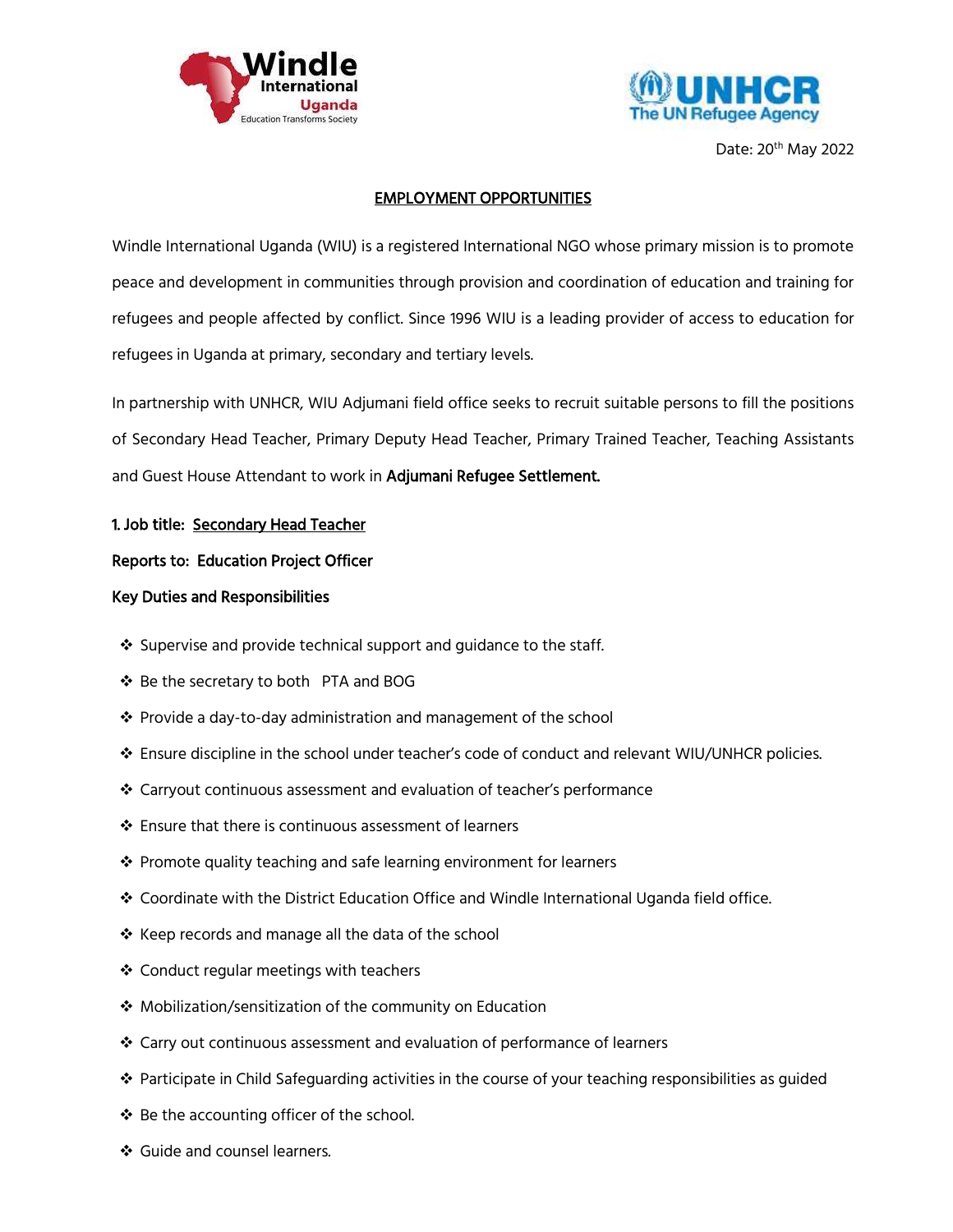Date: 20th May 2022

## EMPLOYMENT OPPORTUNITIES

Windle International Uganda (WIU) is a registered International NGO whose primary mission is to promote peace and development in communities through provision and coordination of education and training for refugees and people affected by conflict. Since 1996 WIU is a leading provider of access to education for refugees in Uganda at primary, secondary and tertiary levels.

In partnership with UNHCR, WIU Adjumani field office seeks to recruit suitable persons to fill the positions of Secondary Head Teacher, Primary Deputy Head Teacher, Primary Trained Teacher, Teaching Assistants and Guest House Attendant to work in **Adjumani Refugee Settlement.**

**1. Job title: Secondary Head Teacher**

**Reports to: Education Project Officer**

**Key Duties and Responsibilities**

- Supervise and provide technical support and guidance to the staff.
- Be the secretary to both PTA and BOG
- Provide a day-to-day administration and management of the school
- Ensure discipline in the school under teacher's code of conduct and relevant WIU/UNHCR policies.
- Carryout continuous assessment and evaluation of teacher's performance
- Ensure that there is continuous assessment of learners
- Promote quality teaching and safe learning environment for learners
- Coordinate with the District Education Office and Windle International Uganda field office.
- Keep records and manage all the data of the school
- Conduct regular meetings with teachers
- Mobilization/sensitization of the community on Education
- Carry out continuous assessment and evaluation of performance of learners
- Participate in Child Safeguarding activities in the course of your teaching responsibilities as guided
- Be the accounting officer of the school.
- Guide and counsel learners.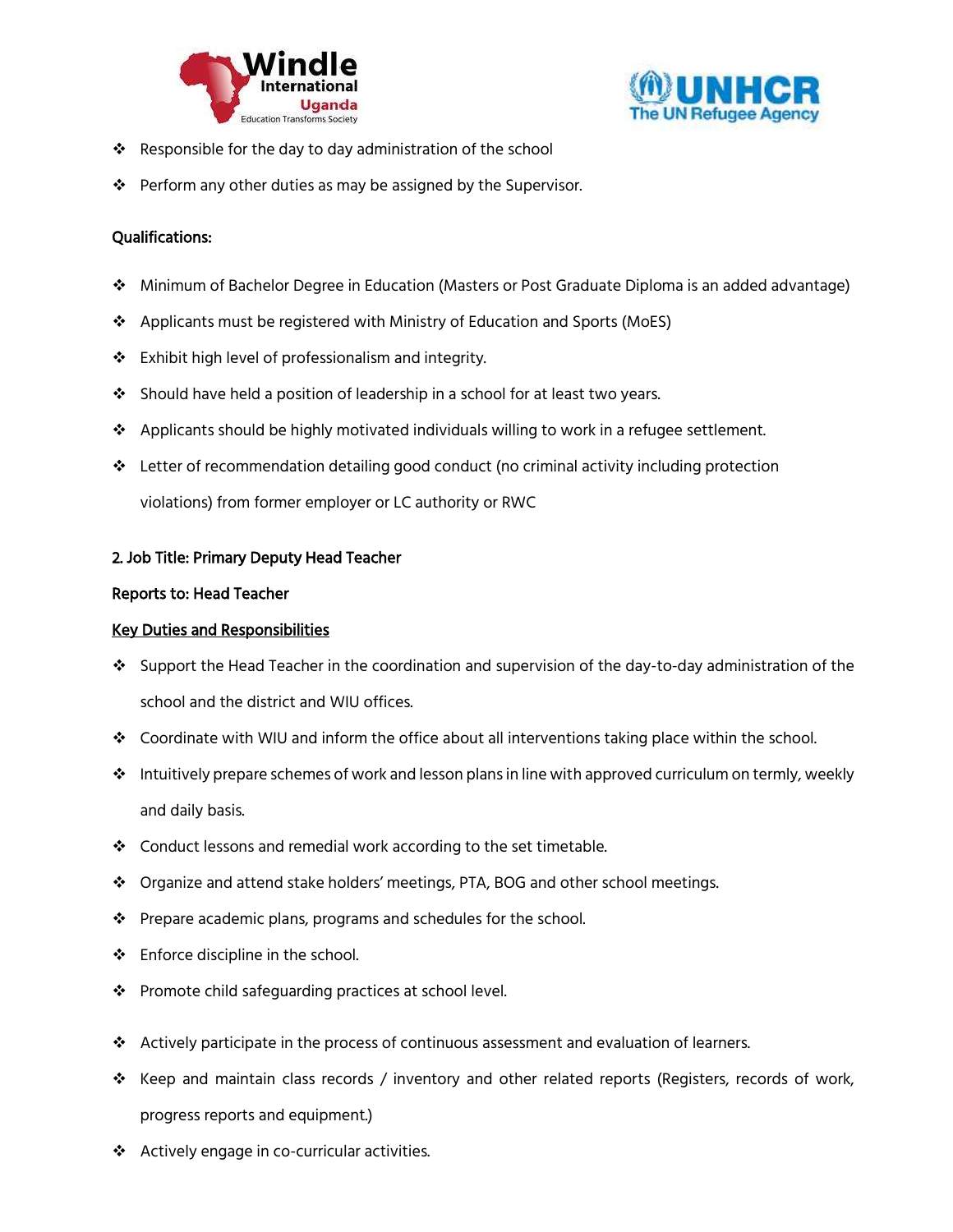- Responsible for the day to day administration of the school
- Perform any other duties as may be assigned by the Supervisor.

**Qualifications:**

- Minimum of Bachelor Degree in Education (Masters or Post Graduate Diploma is an added advantage)
- Applicants must be registered with Ministry of Education and Sports (MoES)
- Exhibit high level of professionalism and integrity.
- Should have held a position of leadership in a school for at least two years.
- Applicants should be highly motivated individuals willing to work in a refugee settlement.
- Letter of recommendation detailing good conduct (no criminal activity including protection violations) from former employer or LC authority or RWC

**2. Job Title: Primary Deputy Head Teacher**

**Reports to: Head Teacher**

**Key Duties and Responsibilities**

- Support the Head Teacher in the coordination and supervision of the day-to-day administration of the school and the district and WIU offices.
- Coordinate with WIU and inform the office about all interventions taking place within the school.
- Intuitively prepare schemes of work and lesson plans in line with approved curriculum on termly, weekly and daily basis.
- Conduct lessons and remedial work according to the set timetable.
- Organize and attend stake holders' meetings, PTA, BOG and other school meetings.
- Prepare academic plans, programs and schedules for the school.
- Enforce discipline in the school.
- Promote child safeguarding practices at school level.
- Actively participate in the process of continuous assessment and evaluation of learners.
- Keep and maintain class records / inventory and other related reports (Registers, records of work, progress reports and equipment.)
- Actively engage in co-curricular activities.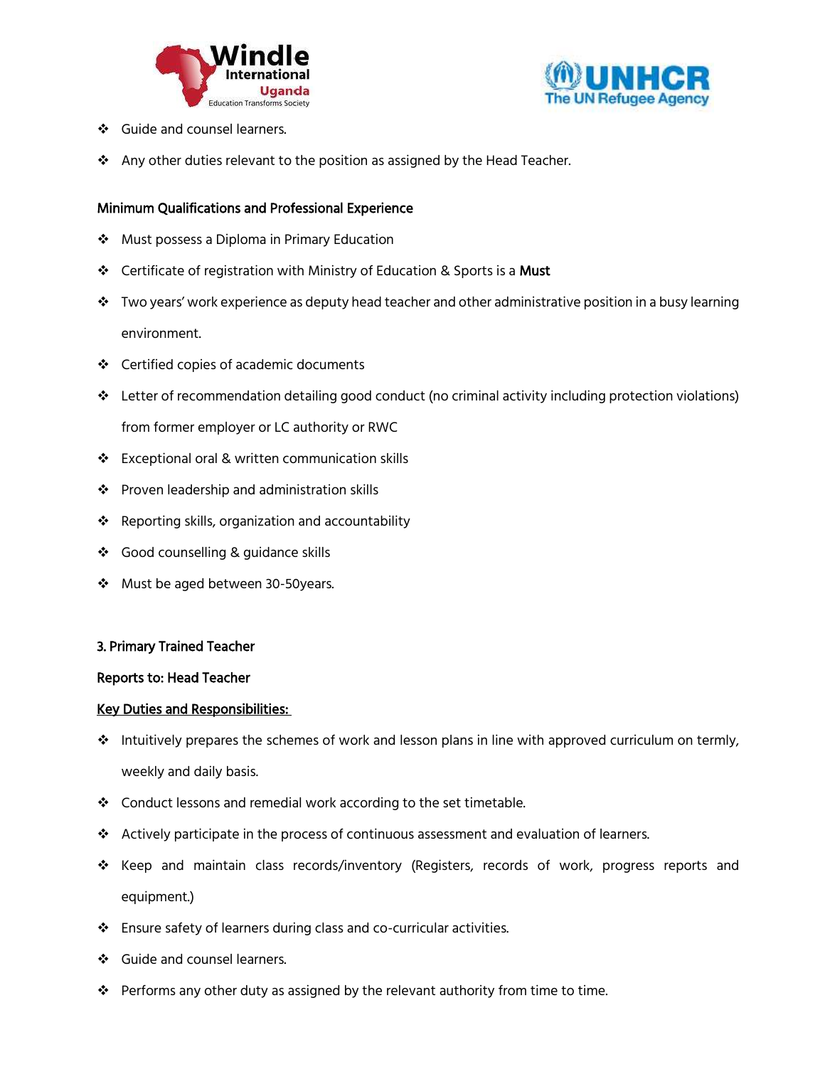- Guide and counsel learners.
- Any other duties relevant to the position as assigned by the Head Teacher.

**Minimum Qualifications and Professional Experience**

- Must possess a Diploma in Primary Education
- Certificate of registration with Ministry of Education & Sports is a **Must**
- Two years' work experience as deputy head teacher and other administrative position in a busy learning environment.
- Certified copies of academic documents
- Letter of recommendation detailing good conduct (no criminal activity including protection violations) from former employer or LC authority or RWC
- Exceptional oral & written communication skills
- Proven leadership and administration skills
- Reporting skills, organization and accountability
- Good counselling & guidance skills
- Must be aged between 30-50years.

**3. Primary Trained Teacher**

**Reports to: Head Teacher**

**Key Duties and Responsibilities:**

- Intuitively prepares the schemes of work and lesson plans in line with approved curriculum on termly, weekly and daily basis.
- Conduct lessons and remedial work according to the set timetable.
- Actively participate in the process of continuous assessment and evaluation of learners.
- Keep and maintain class records/inventory (Registers, records of work, progress reports and equipment.)
- Ensure safety of learners during class and co-curricular activities.
- Guide and counsel learners.
- Performs any other duty as assigned by the relevant authority from time to time.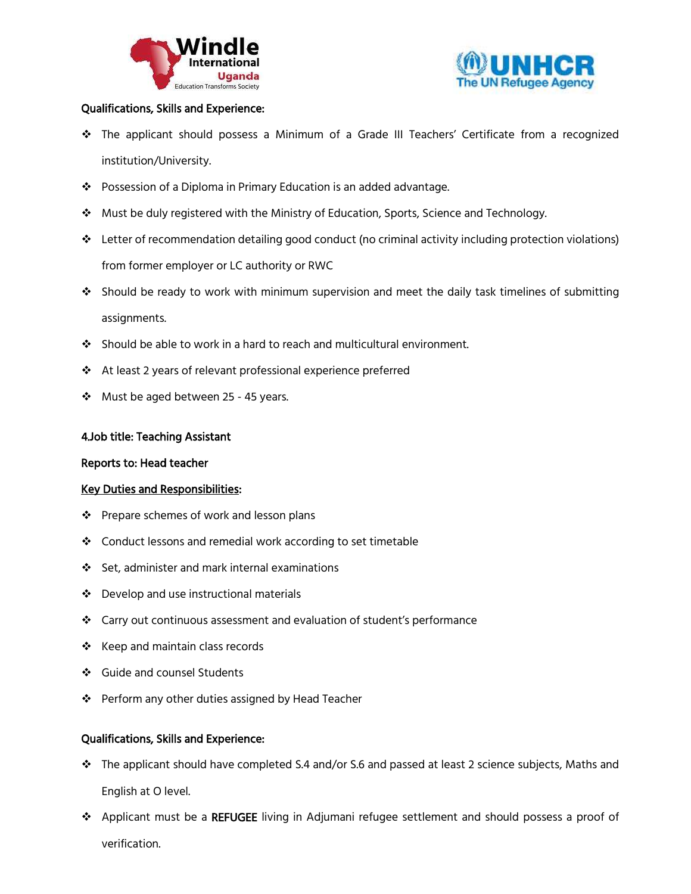**Qualifications, Skills and Experience:**

- The applicant should possess a Minimum of a Grade III Teachers' Certificate from a recognized institution/University.
- Possession of a Diploma in Primary Education is an added advantage.
- Must be duly registered with the Ministry of Education, Sports, Science and Technology.
- Letter of recommendation detailing good conduct (no criminal activity including protection violations) from former employer or LC authority or RWC
- Should be ready to work with minimum supervision and meet the daily task timelines of submitting assignments.
- Should be able to work in a hard to reach and multicultural environment.
- At least 2 years of relevant professional experience preferred
- Must be aged between 25 - 45 years.

**4.Job title: Teaching Assistant**

**Reports to: Head teacher**

**<u>Key Duties and Responsibilities</u>:**

- Prepare schemes of work and lesson plans
- Conduct lessons and remedial work according to set timetable
- Set, administer and mark internal examinations
- Develop and use instructional materials
- Carry out continuous assessment and evaluation of student's performance
- Keep and maintain class records
- Guide and counsel Students
- Perform any other duties assigned by Head Teacher

**Qualifications, Skills and Experience:**

- The applicant should have completed S.4 and/or S.6 and passed at least 2 science subjects, Maths and English at O level.
- Applicant must be a **REFUGEE** living in Adjumani refugee settlement and should possess a proof of verification.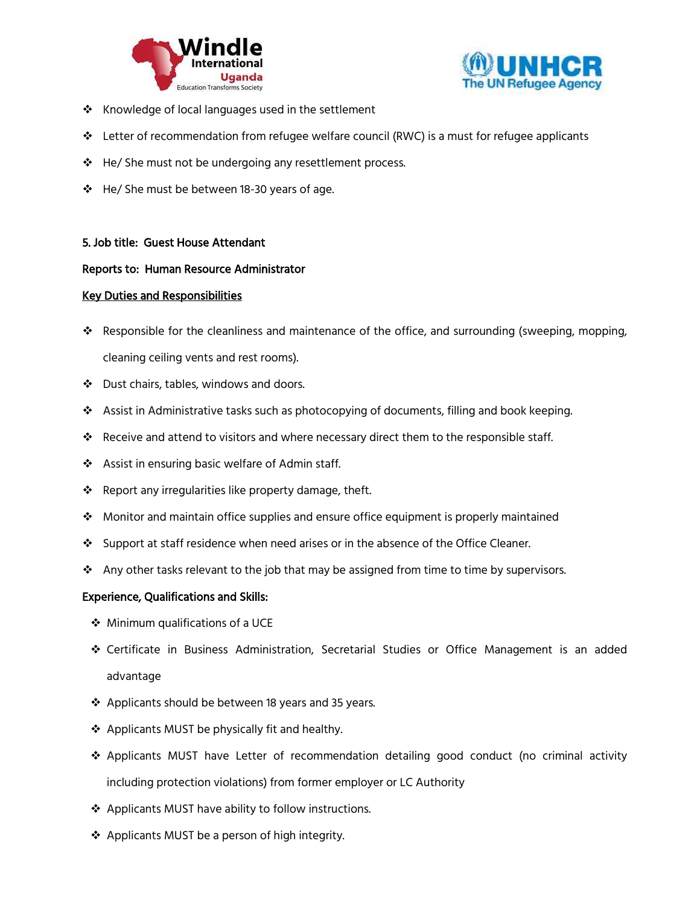- Knowledge of local languages used in the settlement
- Letter of recommendation from refugee welfare council (RWC) is a must for refugee applicants
- He/ She must not be undergoing any resettlement process.
- He/ She must be between 18-30 years of age.

**5. Job title: Guest House Attendant**

**Reports to: Human Resource Administrator**

**Key Duties and Responsibilities**

- Responsible for the cleanliness and maintenance of the office, and surrounding (sweeping, mopping, cleaning ceiling vents and rest rooms).
- Dust chairs, tables, windows and doors.
- Assist in Administrative tasks such as photocopying of documents, filling and book keeping.
- Receive and attend to visitors and where necessary direct them to the responsible staff.
- Assist in ensuring basic welfare of Admin staff.
- Report any irregularities like property damage, theft.
- Monitor and maintain office supplies and ensure office equipment is properly maintained
- Support at staff residence when need arises or in the absence of the Office Cleaner.
- Any other tasks relevant to the job that may be assigned from time to time by supervisors.

**Experience, Qualifications and Skills:**

- Minimum qualifications of a UCE
- Certificate in Business Administration, Secretarial Studies or Office Management is an added advantage
- Applicants should be between 18 years and 35 years.
- Applicants MUST be physically fit and healthy.
- Applicants MUST have Letter of recommendation detailing good conduct (no criminal activity including protection violations) from former employer or LC Authority
- Applicants MUST have ability to follow instructions.
- Applicants MUST be a person of high integrity.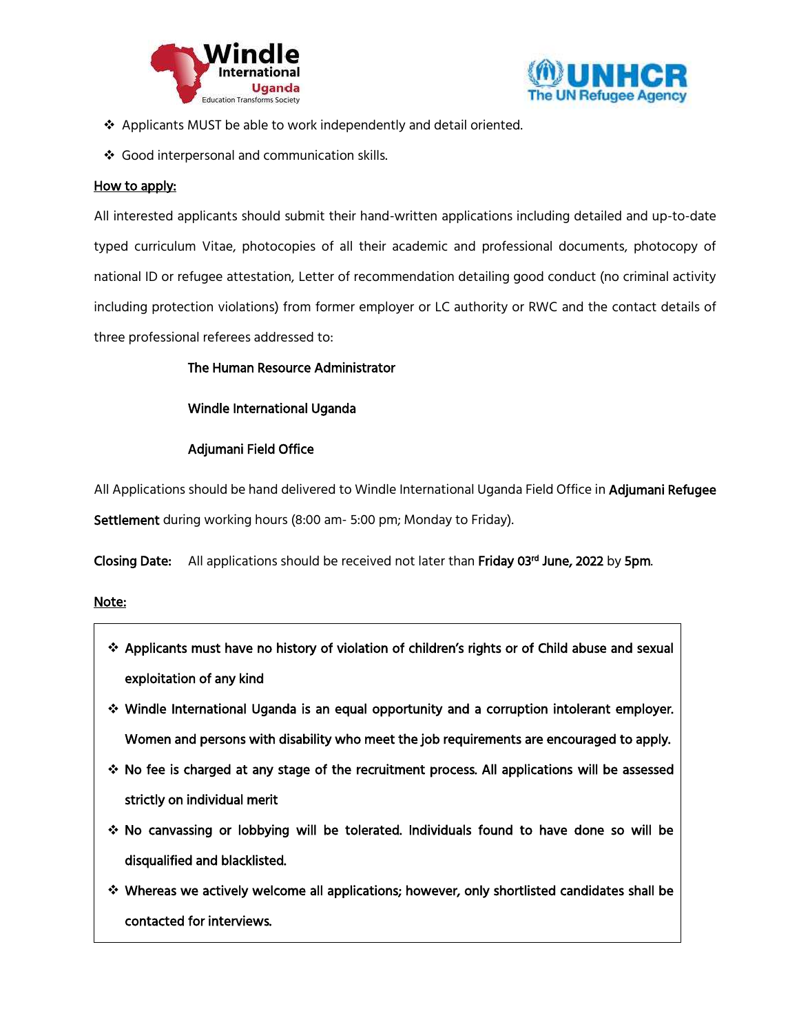- Applicants MUST be able to work independently and detail oriented.
- Good interpersonal and communication skills.

**How to apply:**

All interested applicants should submit their hand-written applications including detailed and up-to-date typed curriculum Vitae, photocopies of all their academic and professional documents, photocopy of national ID or refugee attestation, Letter of recommendation detailing good conduct (no criminal activity including protection violations) from former employer or LC authority or RWC and the contact details of three professional referees addressed to:

**The Human Resource Administrator**

**Windle International Uganda**

**Adjumani Field Office**

All Applications should be hand delivered to Windle International Uganda Field Office in **Adjumani Refugee Settlement** during working hours (8:00 am- 5:00 pm; Monday to Friday).

**Closing Date:** All applications should be received not later than **Friday 03rd June, 2022** by **5pm**.

**Note:**

- **Applicants must have no history of violation of children's rights or of Child abuse and sexual exploitation of any kind**
- **Windle International Uganda is an equal opportunity and a corruption intolerant employer. Women and persons with disability who meet the job requirements are encouraged to apply.**
- **No fee is charged at any stage of the recruitment process. All applications will be assessed strictly on individual merit**
- **No canvassing or lobbying will be tolerated. Individuals found to have done so will be disqualified and blacklisted.**
- **Whereas we actively welcome all applications; however, only shortlisted candidates shall be contacted for interviews.**